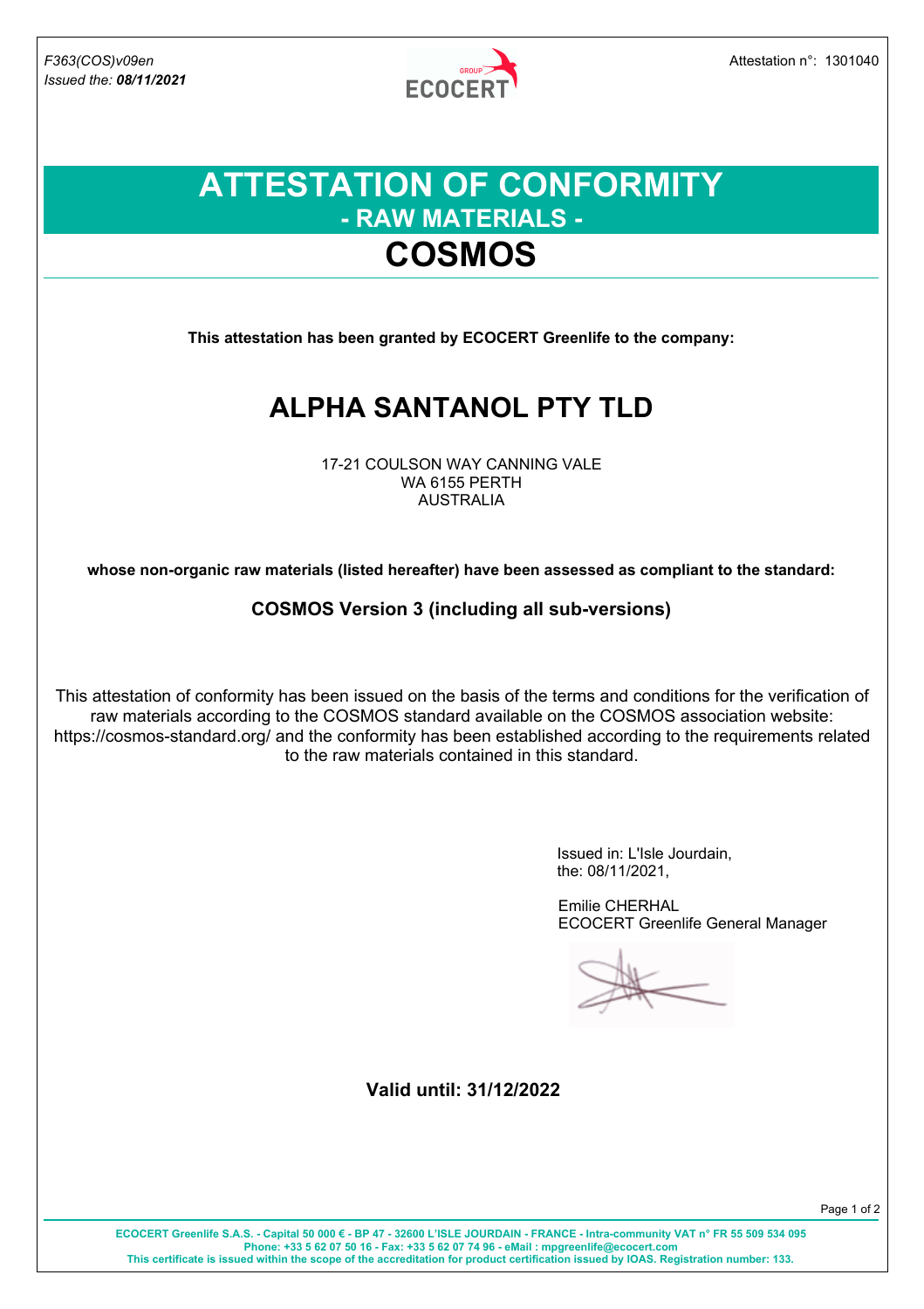*F363(COS)v09en*
*Issued the: **08/11/2021***

Attestation n°: 1301040

# ATTESTATION OF CONFORMITY
## - RAW MATERIALS -
# COSMOS

**This attestation has been granted by ECOCERT Greenlife to the company:**

## ALPHA SANTANOL PTY TLD

17-21 COULSON WAY CANNING VALE
WA 6155 PERTH
AUSTRALIA

**whose non-organic raw materials (listed hereafter) have been assessed as compliant to the standard:**

**COSMOS Version 3 (including all sub-versions)**

This attestation of conformity has been issued on the basis of the terms and conditions for the verification of raw materials according to the COSMOS standard available on the COSMOS association website: https://cosmos-standard.org/ and the conformity has been established according to the requirements related to the raw materials contained in this standard.

Issued in: L'Isle Jourdain,
the: 08/11/2021,

Emilie CHERHAL
ECOCERT Greenlife General Manager

**Valid until: 31/12/2022**

**ECOCERT Greenlife S.A.S. - Capital 50 000 € - BP 47 - 32600 L'ISLE JOURDAIN - FRANCE - Intra-community VAT n° FR 55 509 534 095**
**Phone: +33 5 62 07 50 16 - Fax: +33 5 62 07 74 96 - eMail : mpgreenlife@ecocert.com**
**This certificate is issued within the scope of the accreditation for product certification issued by IOAS. Registration number: 133.**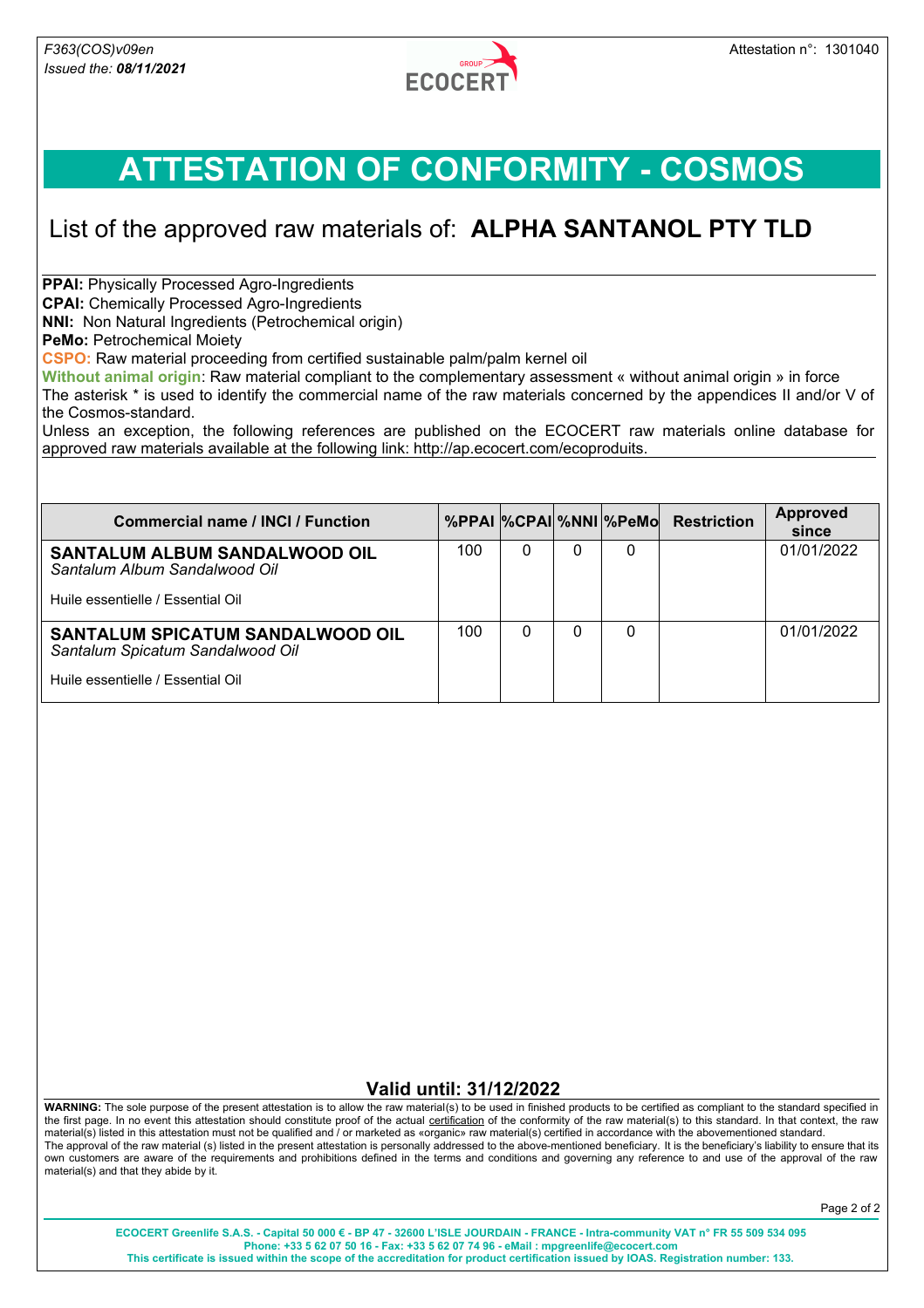F363(COS)v09en
*Issued the:* ***08/11/2021***

Attestation n°: 1301040

# ATTESTATION OF CONFORMITY - COSMOS

## List of the approved raw materials of: **ALPHA SANTANOL PTY TLD**

**PPAI:** Physically Processed Agro-Ingredients
**CPAI:** Chemically Processed Agro-Ingredients
**NNI:** Non Natural Ingredients (Petrochemical origin)
**PeMo:** Petrochemical Moiety
**CSPO:** Raw material proceeding from certified sustainable palm/palm kernel oil
**Without animal origin**: Raw material compliant to the complementary assessment « without animal origin » in force
The asterisk * is used to identify the commercial name of the raw materials concerned by the appendices II and/or V of the Cosmos-standard.
Unless an exception, the following references are published on the ECOCERT raw materials online database for approved raw materials available at the following link: http://ap.ecocert.com/ecoproduits.

| Commercial name / INCI / Function | %PPAI | %CPAI | %NNI | %PeMo | Restriction | Approved since |
|---|---|---|---|---|---|---|
| **SANTALUM ALBUM SANDALWOOD OIL**<br>*Santalum Album Sandalwood Oil*<br><br>Huile essentielle / Essential Oil | 100 | 0 | 0 | 0 | | 01/01/2022 |
| **SANTALUM SPICATUM SANDALWOOD OIL**<br>*Santalum Spicatum Sandalwood Oil*<br><br>Huile essentielle / Essential Oil | 100 | 0 | 0 | 0 | | 01/01/2022 |

**Valid until: 31/12/2022**

**WARNING:** The sole purpose of the present attestation is to allow the raw material(s) to be used in finished products to be certified as compliant to the standard specified in the first page. In no event this attestation should constitute proof of the actual certification of the conformity of the raw material(s) to this standard. In that context, the raw material(s) listed in this attestation must not be qualified and / or marketed as «organic» raw material(s) certified in accordance with the abovementioned standard.
The approval of the raw material (s) listed in the present attestation is personally addressed to the above-mentioned beneficiary. It is the beneficiary's liability to ensure that its own customers are aware of the requirements and prohibitions defined in the terms and conditions and governing any reference to and use of the approval of the raw material(s) and that they abide by it.

**ECOCERT Greenlife S.A.S. - Capital 50 000 € - BP 47 - 32600 L'ISLE JOURDAIN - FRANCE - Intra-community VAT n° FR 55 509 534 095**
**Phone: +33 5 62 07 50 16 - Fax: +33 5 62 07 74 96 - eMail : mpgreenlife@ecocert.com**
**This certificate is issued within the scope of the accreditation for product certification issued by IOAS. Registration number: 133.**